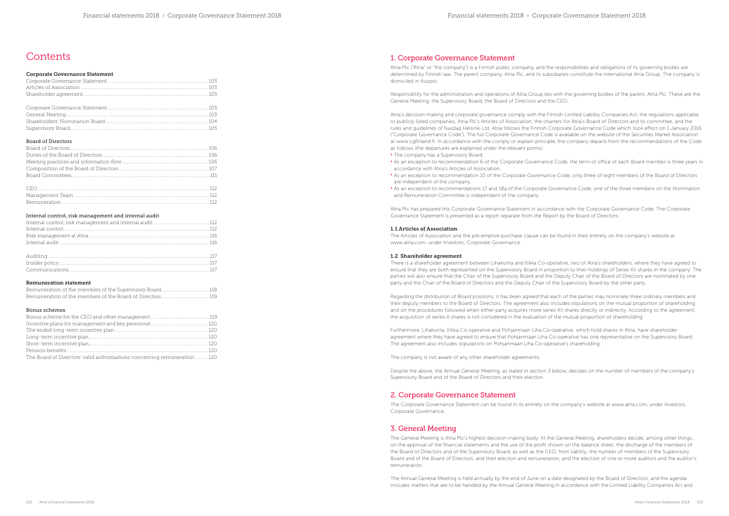# Contents

### Corporate Governance Statement

| | |
|---|---|
| Corporate Governance Statement | 103 |
| Articles of Association | 103 |
| Shareholder agreement | 103 |
| | |
| Corporate Governance Statement | 103 |
| General Meeting | 103 |
| Shareholders' Nomination Board | 104 |
| Supervisory Board | 105 |

### Board of Directors

| | |
|---|---|
| Board of Directors | 106 |
| Duties of the Board of Directors | 106 |
| Meeting practices and information flow | 106 |
| Composition of the Board of Directors | 107 |
| Board Committees | 111 |
| | |
| CEO | 112 |
| Management Team | 112 |
| Remuneration | 112 |

### Internal control, risk management and internal audit

| | |
|---|---|
| Internal control, risk management and internal audit | 112 |
| Internal control | 112 |
| Risk management at Atria | 116 |
| Internal audit | 116 |
| | |
| Auditing | 117 |
| Insider policy | 117 |
| Communications | 117 |

### Remuneration statement

| | |
|---|---|
| Remuneration of the members of the Supervisory Board | 118 |
| Remuneration of the members of the Board of Directors | 119 |

### Bonus schemes

| | |
|---|---|
| Bonus scheme for the CEO and other management | 119 |
| Incentive plans for management and key personnel | 120 |
| The ended long-term incentive plan | 120 |
| Long-term incentive plan | 120 |
| Short-term incentive plan | 120 |
| Pension benefits | 120 |
| The Board of Directors' valid authorisations concerning remuneration | 120 |

## 1. Corporate Governance Statement

Atria Plc ("Atria" or "the company") is a Finnish public company, and the responsibilities and obligations of its governing bodies are determined by Finnish law. The parent company, Atria Plc, and its subsidiaries constitute the international Atria Group. The company is domiciled in Kuopio.

Responsibility for the administration and operations of Atria Group lies with the governing bodies of the parent, Atria Plc. These are the General Meeting, the Supervisory Board, the Board of Directors and the CEO.

Atria's decision-making and corporate governance comply with the Finnish Limited Liability Companies Act, the regulations applicable to publicly listed companies, Atria Plc's Articles of Association, the charters for Atria's Board of Directors and its committee, and the rules and guidelines of Nasdaq Helsinki Ltd. Atria follows the Finnish Corporate Governance Code which took effect on 1 January 2016 ("Corporate Governance Code"). The full Corporate Governance Code is available on the website of the Securities Market Association at www.cgfinland.fi. In accordance with the comply or explain principle, the company departs from the recommendations of the Code as follows (the departures are explained under the relevant points):

- The company has a Supervisory Board.
- As an exception to recommendation 6 of the Corporate Governance Code, the term of office of each Board member is three years in accordance with Atria's Articles of Association.
- As an exception to recommendation 10 of the Corporate Governance Code, only three of eight members of the Board of Directors are independent of the company.
- As an exception to recommendations 17 and 18a of the Corporate Governance Code, one of the three members on the Nomination and Remuneration Committee is independent of the company.

Atria Plc has prepared this Corporate Governance Statement in accordance with the Corporate Governance Code. The Corporate Governance Statement is presented as a report separate from the Report by the Board of Directors.

### 1.1 Articles of Association

The Articles of Association and the pre-emptive purchase clause can be found in their entirety on the company's website at www.atria.com, under Investors, Corporate Governance.

### 1.2 Shareholder agreement

There is a shareholder agreement between Lihakunta and Itikka Co-operative, two of Atria's shareholders, where they have agreed to ensure that they are both represented on the Supervisory Board in proportion to their holdings of Series KII shares in the company. The parties will also ensure that the Chair of the Supervisory Board and the Deputy Chair of the Board of Directors are nominated by one party and the Chair of the Board of Directors and the Deputy Chair of the Supervisory Board by the other party.

Regarding the distribution of Board positions, it has been agreed that each of the parties may nominate three ordinary members and their deputy members to the Board of Directors. The agreement also includes stipulations on the mutual proportion of shareholding and on the procedures followed when either party acquires more series KII shares directly or indirectly. According to the agreement, the acquisition of series A shares is not considered in the evaluation of the mutual proportion of shareholding.

Furthermore, Lihakunta, Itikka Co-operative and Pohjanmaan Liha Co-operative, which hold shares in Atria, have shareholder agreement where they have agreed to ensure that Pohjanmaan Liha Co-operative has one representative on the Supervisory Board. The agreement also includes stipulations on Pohjanmaan Liha Co-operative's shareholding.

The company is not aware of any other shareholder agreements.

Despite the above, the Annual General Meeting, as stated in section 3 below, decides on the number of members of the company's Supervisory Board and of the Board of Directors and their election.

## 2. Corporate Governance Statement

The Corporate Governance Statement can be found in its entirety on the company's website at www.atria.com, under Investors, Corporate Governance.

## 3. General Meeting

The General Meeting is Atria Plc's highest decision-making body. At the General Meeting, shareholders decide, among other things, on the approval of the financial statements and the use of the profit shown on the balance sheet; the discharge of the members of the Board of Directors and of the Supervisory Board, as well as the CEO, from liability; the number of members of the Supervisory Board and of the Board of Directors, and their election and remuneration; and the election of one or more auditors and the auditor's remuneration.

The Annual General Meeting is held annually by the end of June on a date designated by the Board of Directors, and the agenda includes matters that are to be handled by the Annual General Meeting in accordance with the Limited Liability Companies Act and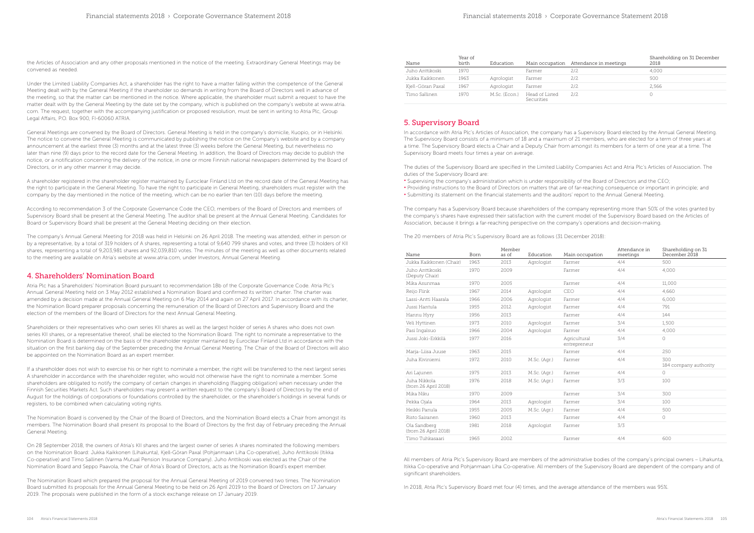the Articles of Association and any other proposals mentioned in the notice of the meeting. Extraordinary General Meetings may be convened as needed.

Under the Limited Liability Companies Act, a shareholder has the right to have a matter falling within the competence of the General Meeting dealt with by the General Meeting if the shareholder so demands in writing from the Board of Directors well in advance of the meeting, so that the matter can be mentioned in the notice. Where applicable, the shareholder must submit a request to have the matter dealt with by the General Meeting by the date set by the company, which is published on the company's website at www.atria.com. The request, together with the accompanying justification or proposed resolution, must be sent in writing to Atria Plc, Group Legal Affairs, P.O. Box 900, FI-60060 ATRIA.

General Meetings are convened by the Board of Directors. General Meeting is held in the company's domicile, Kuopio, or in Helsinki. The notice to convene the General Meeting is communicated by publishing the notice on the Company's website and by a company announcement at the earliest three (3) months and at the latest three (3) weeks before the General Meeting, but nevertheless no later than nine (9) days prior to the record date for the General Meeting. In addition, the Board of Directors may decide to publish the notice, or a notification concerning the delivery of the notice, in one or more Finnish national newspapers determined by the Board of Directors, or in any other manner it may decide.

A shareholder registered in the shareholder register maintained by Euroclear Finland Ltd on the record date of the General Meeting has the right to participate in the General Meeting. To have the right to participate in General Meeting, shareholders must register with the company by the day mentioned in the notice of the meeting, which can be no earlier than ten (10) days before the meeting.

According to recommendation 3 of the Corporate Governance Code the CEO, members of the Board of Directors and members of Supervisory Board shall be present at the General Meeting. The auditor shall be present at the Annual General Meeting. Candidates for Board or Supervisory Board shall be present at the General Meeting deciding on their election.

The company's Annual General Meeting for 2018 was held in Helsinki on 26 April 2018. The meeting was attended, either in person or by a representative, by a total of 319 holders of A shares, representing a total of 9,640 799 shares and votes, and three (3) holders of KII shares, representing a total of 9,203,981 shares and 92,039,810 votes. The minutes of the meeting as well as other documents related to the meeting are available on Atria's website at www.atria.com, under Investors, Annual General Meeting.

## 4. Shareholders' Nomination Board

Atria Plc has a Shareholders' Nomination Board pursuant to recommendation 18b of the Corporate Governance Code. Atria Plc's Annual General Meeting held on 3 May 2012 established a Nomination Board and confirmed its written charter. The charter was amended by a decision made at the Annual General Meeting on 6 May 2014 and again on 27 April 2017. In accordance with its charter, the Nomination Board preparer proposals concerning the remuneration of the Board of Directors and Supervisory Board and the election of the members of the Board of Directors for the next Annual General Meeting.

Shareholders or their representatives who own series KII shares as well as the largest holder of series A shares who does not own series KII shares, or a representative thereof, shall be elected to the Nomination Board. The right to nominate a representative to the Nomination Board is determined on the basis of the shareholder register maintained by Euroclear Finland Ltd in accordance with the situation on the first banking day of the September preceding the Annual General Meeting. The Chair of the Board of Directors will also be appointed on the Nomination Board as an expert member.

If a shareholder does not wish to exercise his or her right to nominate a member, the right will be transferred to the next largest series A shareholder in accordance with the shareholder register, who would not otherwise have the right to nominate a member. Some shareholders are obligated to notify the company of certain changes in shareholding (flagging obligation) when necessary under the Finnish Securities Markets Act. Such shareholders may present a written request to the company's Board of Directors by the end of August for the holdings of corporations or foundations controlled by the shareholder, or the shareholder's holdings in several funds or registers, to be combined when calculating voting rights.

The Nomination Board is convened by the Chair of the Board of Directors, and the Nomination Board elects a Chair from amongst its members. The Nomination Board shall present its proposal to the Board of Directors by the first day of February preceding the Annual General Meeting.

On 28 September 2018, the owners of Atria's KII shares and the largest owner of series A shares nominated the following members on the Nomination Board: Jukka Kaikkonen (Lihakunta), Kjell-Göran Paxal (Pohjanmaan Liha Co-operative), Juho Anttikoski (Itikka Co-operative) and Timo Sallinen (Varma Mutual Pension Insurance Company). Juho Anttikoski was elected as the Chair of the Nomination Board and Seppo Paavola, the Chair of Atria's Board of Directors, acts as the Nomination Board's expert member.

The Nomination Board which prepared the proposal for the Annual General Meeting of 2019 convened two times. The Nomination Board submitted its proposals for the Annual General Meeting to be held on 26 April 2019 to the Board of Directors on 17 January 2019. The proposals were published in the form of a stock exchange release on 17 January 2019.

| Name | Year of birth | Education | Main occupation | Attendance in meetings | Shareholding on 31 December 2018 |
|---|---|---|---|---|---|
| Juho Anttikoski | 1970 | | Farmer | 2/2 | 4,000 |
| Jukka Kaikkonen | 1963 | Agrologist | Farmer | 2/2 | 500 |
| Kjell-Göran Paxal | 1967 | Agrologist | Farmer | 2/2 | 2,566 |
| Timo Sallinen | 1970 | M.Sc. (Econ.) | Head of Listed Securities | 2/2 | 0 |

## 5. Supervisory Board

In accordance with Atria Plc's Articles of Association, the company has a Supervisory Board elected by the Annual General Meeting. The Supervisory Board consists of a minimum of 18 and a maximum of 21 members, who are elected for a term of three years at a time. The Supervisory Board elects a Chair and a Deputy Chair from amongst its members for a term of one year at a time. The Supervisory Board meets four times a year on average.

The duties of the Supervisory Board are specified in the Limited Liability Companies Act and Atria Plc's Articles of Association. The duties of the Supervisory Board are:

- Supervising the company's administration which is under responsibility of the Board of Directors and the CEO;
- Providing instructions to the Board of Directors on matters that are of far-reaching consequence or important in principle; and
- Submitting its statement on the financial statements and the auditors' report to the Annual General Meeting.

The company has a Supervisory Board because shareholders of the company representing more than 50% of the votes granted by the company's shares have expressed their satisfaction with the current model of the Supervisory Board based on the Articles of Association, because it brings a far-reaching perspective on the company's operations and decision-making.

The 20 members of Atria Plc's Supervisory Board are as follows (31 December 2018):

| Name | Born | Member as of | Education | Main occupation | Attendance in meetings | Shareholding on 31 December 2018 |
|---|---|---|---|---|---|---|
| Jukka Kaikkonen (Chair) | 1963 | 2013 | Agrologist | Farmer | 4/4 | 500 |
| Juho Anttikoski (Deputy Chair) | 1970 | 2009 | | Farmer | 4/4 | 4,000 |
| Mika Asunmaa | 1970 | 2005 | | Farmer | 4/4 | 11,000 |
| Reijo Flink | 1967 | 2014 | Agrologist | CEO | 4/4 | 4,660 |
| Lassi-Antti Haarala | 1966 | 2006 | Agrologist | Farmer | 4/4 | 6,000 |
| Jussi Hantula | 1955 | 2012 | Agrologist | Farmer | 4/4 | 791 |
| Hannu Hyry | 1956 | 2013 | | Farmer | 4/4 | 144 |
| Veli Hyttinen | 1973 | 2010 | Agrologist | Farmer | 3/4 | 1,500 |
| Pasi Ingalsuo | 1966 | 2004 | Agrologist | Farmer | 4/4 | 4,000 |
| Jussi Joki-Erkkilä | 1977 | 2016 | | Agricultural entrepreneur | 3/4 | 0 |
| Marja-Liisa Juuse | 1963 | 2015 | | Farmer | 4/4 | 250 |
| Juha Kiviniemi | 1972 | 2010 | M.Sc. (Agr.) | Farmer | 4/4 | 300<br>184 company authority |
| Ari Lajunen | 1975 | 2013 | M.Sc. (Agr.) | Farmer | 4/4 | 0 |
| Juha Nikkola (from 26 April 2018) | 1976 | 2018 | M.Sc. (Agr.) | Farmer | 3/3 | 100 |
| Mika Niku | 1970 | 2009 | | Farmer | 3/4 | 300 |
| Pekka Ojala | 1964 | 2013 | Agrologist | Farmer | 3/4 | 100 |
| Heikki Panula | 1955 | 2005 | M.Sc. (Agr.) | Farmer | 4/4 | 500 |
| Risto Sairanen | 1960 | 2013 | | Farmer | 4/4 | 0 |
| Ola Sandberg (from 26 April 2018) | 1981 | 2018 | Agrologist | Farmer | 3/3 | |
| Timo Tuhkasaari | 1965 | 2002 | | Farmer | 4/4 | 600 |

All members of Atria Plc's Supervisory Board are members of the administrative bodies of the company's principal owners – Lihakunta, Itikka Co-operative and Pohjanmaan Liha Co-operative. All members of the Supervisory Board are dependent of the company and of significant shareholders.

In 2018, Atria Plc's Supervisory Board met four (4) times, and the average attendance of the members was 95%.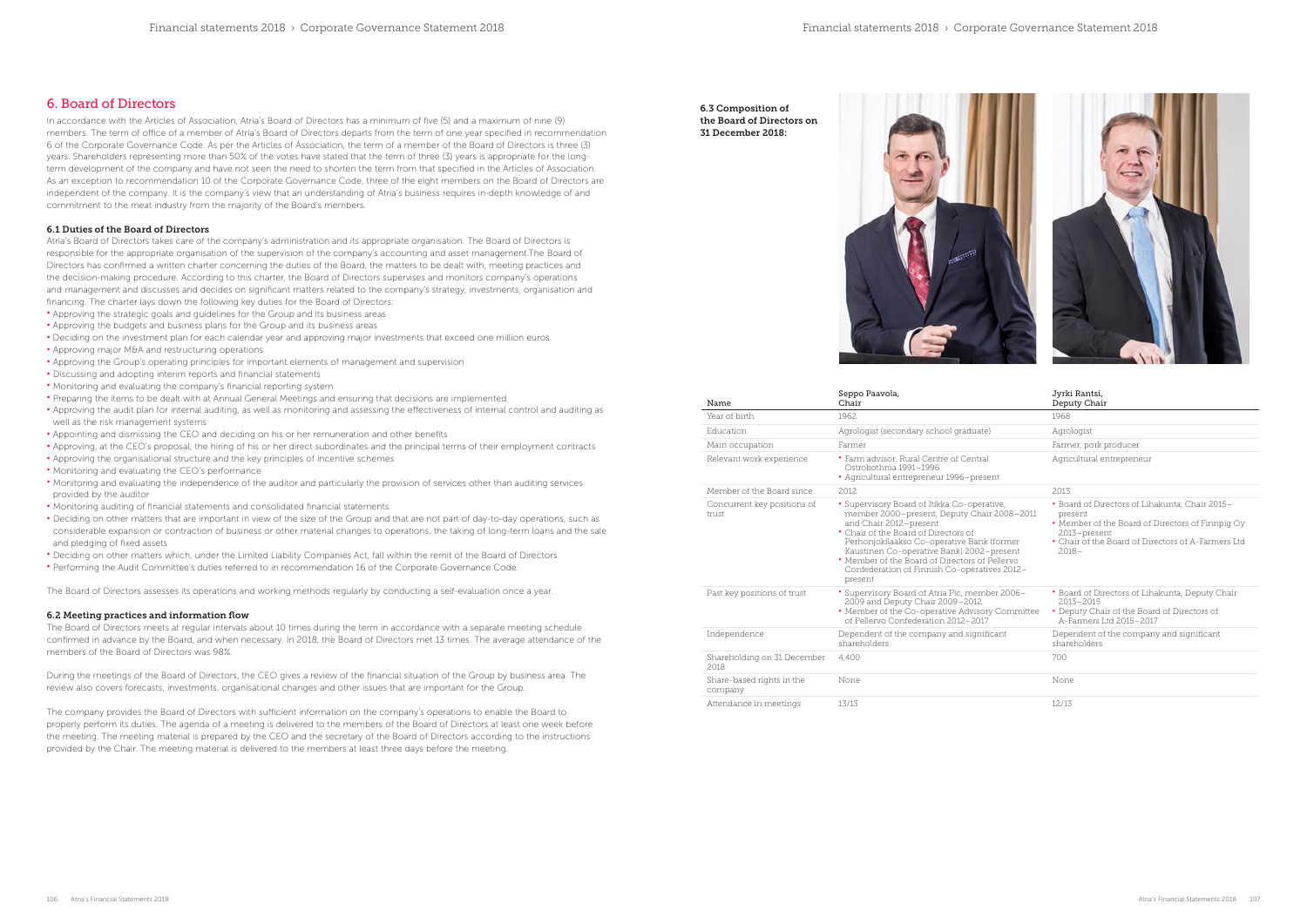## 6. Board of Directors

In accordance with the Articles of Association, Atria's Board of Directors has a minimum of five (5) and a maximum of nine (9) members. The term of office of a member of Atria's Board of Directors departs from the term of one year specified in recommendation 6 of the Corporate Governance Code. As per the Articles of Association, the term of a member of the Board of Directors is three (3) years. Shareholders representing more than 50% of the votes have stated that the term of three (3) years is appropriate for the long-term development of the company and have not seen the need to shorten the term from that specified in the Articles of Association. As an exception to recommendation 10 of the Corporate Governance Code, three of the eight members on the Board of Directors are independent of the company. It is the company's view that an understanding of Atria's business requires in-depth knowledge of and commitment to the meat industry from the majority of the Board's members.

### 6.1 Duties of the Board of Directors

Atria's Board of Directors takes care of the company's administration and its appropriate organisation. The Board of Directors is responsible for the appropriate organisation of the supervision of the company's accounting and asset management.The Board of Directors has confirmed a written charter concerning the duties of the Board, the matters to be dealt with, meeting practices and the decision-making procedure. According to this charter, the Board of Directors supervises and monitors company's operations and management and discusses and decides on significant matters related to the company's strategy, investments, organisation and financing. The charter lays down the following key duties for the Board of Directors:

- Approving the strategic goals and guidelines for the Group and its business areas
- Approving the budgets and business plans for the Group and its business areas
- Deciding on the investment plan for each calendar year and approving major investments that exceed one million euros
- Approving major M&A and restructuring operations
- Approving the Group's operating principles for important elements of management and supervision
- Discussing and adopting interim reports and financial statements
- Monitoring and evaluating the company's financial reporting system
- Preparing the items to be dealt with at Annual General Meetings and ensuring that decisions are implemented
- Approving the audit plan for internal auditing, as well as monitoring and assessing the effectiveness of internal control and auditing as well as the risk management systems
- Appointing and dismissing the CEO and deciding on his or her remuneration and other benefits
- Approving, at the CEO's proposal, the hiring of his or her direct subordinates and the principal terms of their employment contracts
- Approving the organisational structure and the key principles of incentive schemes
- Monitoring and evaluating the CEO's performance
- Monitoring and evaluating the independence of the auditor and particularly the provision of services other than auditing services provided by the auditor
- Monitoring auditing of financial statements and consolidated financial statements
- Deciding on other matters that are important in view of the size of the Group and that are not part of day-to-day operations, such as considerable expansion or contraction of business or other material changes to operations, the taking of long-term loans and the sale and pledging of fixed assets
- Deciding on other matters which, under the Limited Liability Companies Act, fall within the remit of the Board of Directors
- Performing the Audit Committee's duties referred to in recommendation 16 of the Corporate Governance Code.

The Board of Directors assesses its operations and working methods regularly by conducting a self-evaluation once a year.

### 6.2 Meeting practices and information flow

The Board of Directors meets at regular intervals about 10 times during the term in accordance with a separate meeting schedule confirmed in advance by the Board, and when necessary. In 2018, the Board of Directors met 13 times. The average attendance of the members of the Board of Directors was 98%.

During the meetings of the Board of Directors, the CEO gives a review of the financial situation of the Group by business area. The review also covers forecasts, investments, organisational changes and other issues that are important for the Group.

The company provides the Board of Directors with sufficient information on the company's operations to enable the Board to properly perform its duties. The agenda of a meeting is delivered to the members of the Board of Directors at least one week before the meeting. The meeting material is prepared by the CEO and the secretary of the Board of Directors according to the instructions provided by the Chair. The meeting material is delivered to the members at least three days before the meeting.

### 6.3 Composition of the Board of Directors on 31 December 2018:

| Name | Seppo Paavola, Chair | Jyrki Rantsi, Deputy Chair |
|---|---|---|
| Year of birth | 1962 | 1968 |
| Education | Agrologist (secondary school graduate) | Agrologist |
| Main occupation | Farmer | Farmer, pork producer |
| Relevant work experience | • Farm advisor, Rural Centre of Central Ostrobothnia 1991–1996<br>• Agricultural entrepreneur 1996–present | Agricultural entrepreneur |
| Member of the Board since | 2012 | 2013 |
| Concurrent key positions of trust | • Supervisory Board of Itikka Co-operative, member 2000–present, Deputy Chair 2008–2011 and Chair 2012–present<br>• Chair of the Board of Directors of Perhonjokilaakso Co-operative Bank (former Kaustinen Co-operative Bank) 2002–present<br>• Member of the Board of Directors of Pellervo Confederation of Finnish Co-operatives 2012–present | • Board of Directors of Lihakunta, Chair 2015–present<br>• Member of the Board of Directors of Finnpig Oy 2013–present<br>• Chair of the Board of Directors of A-Farmers Ltd 2018– |
| Past key positions of trust | • Supervisory Board of Atria Plc, member 2006–2009 and Deputy Chair 2009–2012<br>• Member of the Co-operative Advisory Committee of Pellervo Confederation 2012–2017 | • Board of Directors of Lihakunta, Deputy Chair 2013–2015<br>• Deputy Chair of the Board of Directors of A-Farmers Ltd 2015–2017 |
| Independence | Dependent of the company and significant shareholders | Dependent of the company and significant shareholders |
| Shareholding on 31 December 2018 | 4,400 | 700 |
| Share-based rights in the company | None | None |
| Attendance in meetings | 13/13 | 12/13 |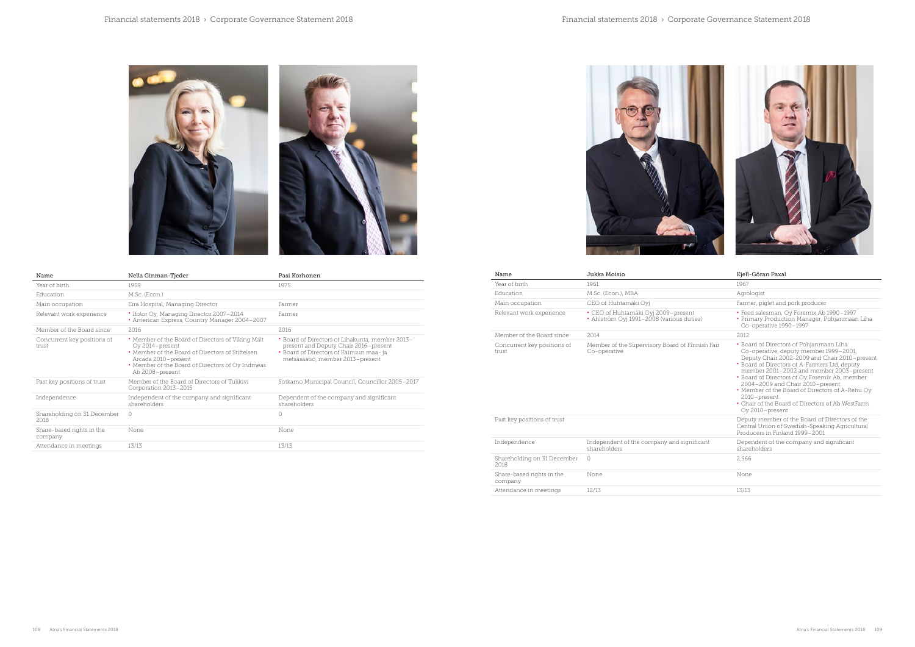| Name | Nella Ginman-Tjeder | Pasi Korhonen |
|---|---|---|
| Year of birth | 1959 | 1975 |
| Education | M.Sc. (Econ.) | |
| Main occupation | Eira Hospital, Managing Director | Farmer |
| Relevant work experience | • Ifolor Oy, Managing Director 2007–2014<br>• American Express, Country Manager 2004–2007 | Farmer |
| Member of the Board since | 2016 | 2016 |
| Concurrent key positions of trust | • Member of the Board of Directors of Viking Malt Oy 2014–present<br>• Member of the Board of Directors of Stiftelsen Arcada 2010–present<br>• Member of the Board of Directors of Oy Indmeas Ab 2008–present | • Board of Directors of Lihakunta, member 2013–present and Deputy Chair 2016–present<br>• Board of Directors of Kainuun maa- ja metsäsäätiö, member 2013–present |
| Past key positions of trust | Member of the Board of Directors of Tulikivi Corporation 2013–2015 | Sotkamo Municipal Council, Councillor 2005–2017 |
| Independence | Independent of the company and significant shareholders | Dependent of the company and significant shareholders |
| Shareholding on 31 December 2018 | 0 | 0 |
| Share-based rights in the company | None | None |
| Attendance in meetings | 13/13 | 13/13 |

| Name | Jukka Moisio | Kjell-Göran Paxal |
|---|---|---|
| Year of birth | 1961 | 1967 |
| Education | M.Sc. (Econ.), MBA | Agrologist |
| Main occupation | CEO of Huhtamäki Oyj | Farmer, piglet and pork producer |
| Relevant work experience | • CEO of Huhtamäki Oyj 2009–present<br>• Ahlström Oyj 1991–2008 (various duties) | • Feed salesman, Oy Foremix Ab 1990–1997<br>• Primary Production Manager, Pohjanmaan Liha Co-operative 1990–1997 |
| Member of the Board since | 2014 | 2012 |
| Concurrent key positions of trust | Member of the Supervisory Board of Finnish Fair Co-operative | • Board of Directors of Pohjanmaan Liha Co-operative, deputy member 1999–2001, Deputy Chair 2002–2009 and Chair 2010–present<br>• Board of Directors of A-Farmers Ltd, deputy member 2001–2002 and member 2003–present<br>• Board of Directors of Oy Foremix Ab, member 2004–2009 and Chair 2010–present<br>• Member of the Board of Directors of A-Rehu Oy 2010–present<br>• Chair of the Board of Directors of Ab WestFarm Oy 2010–present |
| Past key positions of trust | | Deputy member of the Board of Directors of the Central Union of Swedish-Speaking Agricultural Producers in Finland 1999–2001 |
| Independence | Independent of the company and significant shareholders | Dependent of the company and significant shareholders |
| Shareholding on 31 December 2018 | 0 | 2,566 |
| Share-based rights in the company | None | None |
| Attendance in meetings | 12/13 | 13/13 |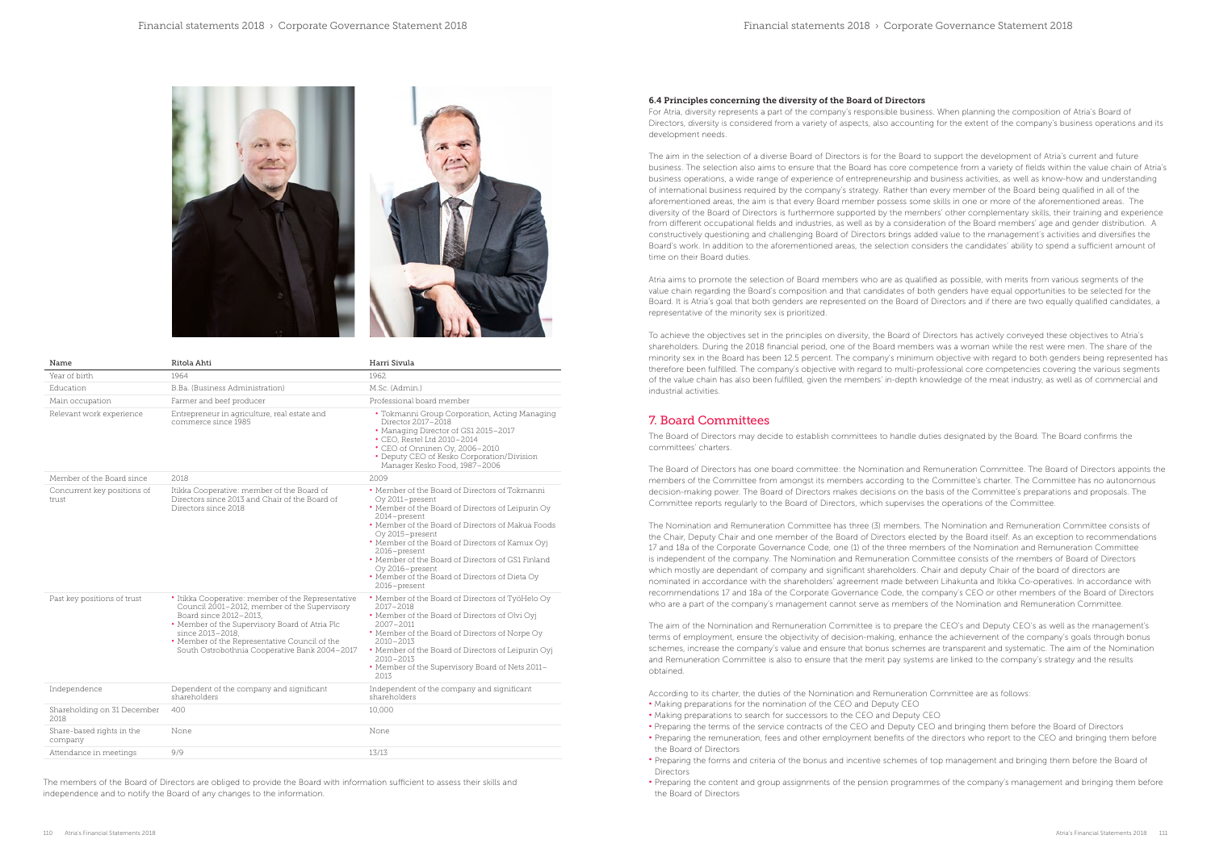| Name | Ritola Ahti | Harri Sivula |
|---|---|---|
| Year of birth | 1964 | 1962 |
| Education | B.Ba. (Business Administration) | M.Sc. (Admin.) |
| Main occupation | Farmer and beef producer | Professional board member |
| Relevant work experience | Entrepreneur in agriculture, real estate and commerce since 1985 | • Tokmanni Group Corporation, Acting Managing Director 2017–2018<br>• Managing Director of GS1 2015–2017<br>• CEO, Restel Ltd 2010–2014<br>• CEO of Onninen Oy, 2006–2010<br>• Deputy CEO of Kesko Corporation/Division Manager Kesko Food, 1987–2006 |
| Member of the Board since | 2018 | 2009 |
| Concurrent key positions of trust | Itikka Cooperative: member of the Board of Directors since 2013 and Chair of the Board of Directors since 2018 | • Member of the Board of Directors of Tokmanni Oy 2011–present<br>• Member of the Board of Directors of Leipurin Oy 2014–present<br>• Member of the Board of Directors of Makua Foods Oy 2015–present<br>• Member of the Board of Directors of Kamux Oyj 2016–present<br>• Member of the Board of Directors of GS1 Finland Oy 2016–present<br>• Member of the Board of Directors of Dieta Oy 2016–present |
| Past key positions of trust | • Itikka Cooperative: member of the Representative Council 2001–2012, member of the Supervisory Board since 2012–2013,<br>• Member of the Supervisory Board of Atria Plc since 2013–2018,<br>• Member of the Representative Council of the South Ostrobothnia Cooperative Bank 2004–2017 | • Member of the Board of Directors of TyöHelo Oy 2017–2018<br>• Member of the Board of Directors of Olvi Oyj 2007–2011<br>• Member of the Board of Directors of Norpe Oy 2010–2013<br>• Member of the Board of Directors of Leipurin Oyj 2010–2013<br>• Member of the Supervisory Board of Nets 2011–2013 |
| Independence | Dependent of the company and significant shareholders | Independent of the company and significant shareholders |
| Shareholding on 31 December 2018 | 400 | 10,000 |
| Share-based rights in the company | None | None |
| Attendance in meetings | 9/9 | 13/13 |

The members of the Board of Directors are obliged to provide the Board with information sufficient to assess their skills and independence and to notify the Board of any changes to the information.

### 6.4 Principles concerning the diversity of the Board of Directors

For Atria, diversity represents a part of the company's responsible business. When planning the composition of Atria's Board of Directors, diversity is considered from a variety of aspects, also accounting for the extent of the company's business operations and its development needs.

The aim in the selection of a diverse Board of Directors is for the Board to support the development of Atria's current and future business. The selection also aims to ensure that the Board has core competence from a variety of fields within the value chain of Atria's business operations, a wide range of experience of entrepreneurship and business activities, as well as know-how and understanding of international business required by the company's strategy. Rather than every member of the Board being qualified in all of the aforementioned areas, the aim is that every Board member possess some skills in one or more of the aforementioned areas. The diversity of the Board of Directors is furthermore supported by the members' other complementary skills, their training and experience from different occupational fields and industries, as well as by a consideration of the Board members' age and gender distribution. A constructively questioning and challenging Board of Directors brings added value to the management's activities and diversifies the Board's work. In addition to the aforementioned areas, the selection considers the candidates' ability to spend a sufficient amount of time on their Board duties.

Atria aims to promote the selection of Board members who are as qualified as possible, with merits from various segments of the value chain regarding the Board's composition and that candidates of both genders have equal opportunities to be selected for the Board. It is Atria's goal that both genders are represented on the Board of Directors and if there are two equally qualified candidates, a representative of the minority sex is prioritized.

To achieve the objectives set in the principles on diversity, the Board of Directors has actively conveyed these objectives to Atria's shareholders. During the 2018 financial period, one of the Board members was a woman while the rest were men. The share of the minority sex in the Board has been 12.5 percent. The company's minimum objective with regard to both genders being represented has therefore been fulfilled. The company's objective with regard to multi-professional core competencies covering the various segments of the value chain has also been fulfilled, given the members' in-depth knowledge of the meat industry, as well as of commercial and industrial activities.

## 7. Board Committees

The Board of Directors may decide to establish committees to handle duties designated by the Board. The Board confirms the committees' charters.

The Board of Directors has one board committee: the Nomination and Remuneration Committee. The Board of Directors appoints the members of the Committee from amongst its members according to the Committee's charter. The Committee has no autonomous decision-making power. The Board of Directors makes decisions on the basis of the Committee's preparations and proposals. The Committee reports regularly to the Board of Directors, which supervises the operations of the Committee.

The Nomination and Remuneration Committee has three (3) members. The Nomination and Remuneration Committee consists of the Chair, Deputy Chair and one member of the Board of Directors elected by the Board itself. As an exception to recommendations 17 and 18a of the Corporate Governance Code, one (1) of the three members of the Nomination and Remuneration Committee is independent of the company. The Nomination and Remuneration Committee consists of the members of Board of Directors which mostly are dependant of company and significant shareholders. Chair and deputy Chair of the board of directors are nominated in accordance with the shareholders' agreement made between Lihakunta and Itikka Co-operatives. In accordance with recommendations 17 and 18a of the Corporate Governance Code, the company's CEO or other members of the Board of Directors who are a part of the company's management cannot serve as members of the Nomination and Remuneration Committee.

The aim of the Nomination and Remuneration Committee is to prepare the CEO's and Deputy CEO's as well as the management's terms of employment, ensure the objectivity of decision-making, enhance the achievement of the company's goals through bonus schemes, increase the company's value and ensure that bonus schemes are transparent and systematic. The aim of the Nomination and Remuneration Committee is also to ensure that the merit pay systems are linked to the company's strategy and the results obtained.

According to its charter, the duties of the Nomination and Remuneration Committee are as follows:

- Making preparations for the nomination of the CEO and Deputy CEO
- Making preparations to search for successors to the CEO and Deputy CEO
- Preparing the terms of the service contracts of the CEO and Deputy CEO and bringing them before the Board of Directors
- Preparing the remuneration, fees and other employment benefits of the directors who report to the CEO and bringing them before the Board of Directors
- Preparing the forms and criteria of the bonus and incentive schemes of top management and bringing them before the Board of Directors
- Preparing the content and group assignments of the pension programmes of the company's management and bringing them before the Board of Directors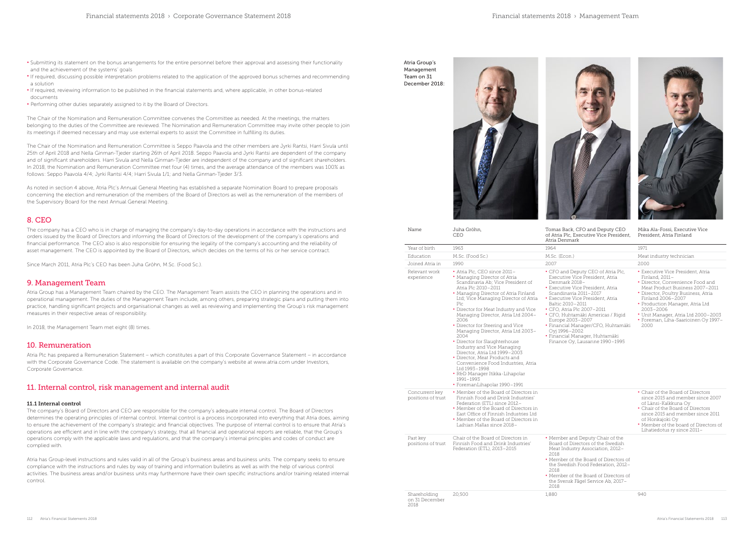- Submitting its statement on the bonus arrangements for the entire personnel before their approval and assessing their functionality and the achievement of the systems' goals
- If required, discussing possible interpretation problems related to the application of the approved bonus schemes and recommending a solution
- If required, reviewing information to be published in the financial statements and, where applicable, in other bonus-related documents
- Performing other duties separately assigned to it by the Board of Directors.

The Chair of the Nomination and Remuneration Committee convenes the Committee as needed. At the meetings, the matters belonging to the duties of the Committee are reviewed. The Nomination and Remuneration Committee may invite other people to join its meetings if deemed necessary and may use external experts to assist the Committee in fulfilling its duties.

The Chair of the Nomination and Remuneration Committee is Seppo Paavola and the other members are Jyrki Rantsi, Harri Sivula until 25th of April 2018 and Nella Ginman-Tjeder starting 26th of April 2018. Seppo Paavola and Jyrki Rantsi are dependent of the company and of significant shareholders. Harri Sivula and Nella Ginman-Tjeder are independent of the company and of significant shareholders. In 2018, the Nomination and Remuneration Committee met four (4) times, and the average attendance of the members was 100% as follows: Seppo Paavola 4/4; Jyrki Rantsi 4/4; Harri Sivula 1/1; and Nella Ginman-Tjeder 3/3.

As noted in section 4 above, Atria Plc's Annual General Meeting has established a separate Nomination Board to prepare proposals concerning the election and remuneration of the members of the Board of Directors as well as the remuneration of the members of the Supervisory Board for the next Annual General Meeting.

## 8. CEO

The company has a CEO who is in charge of managing the company's day-to-day operations in accordance with the instructions and orders issued by the Board of Directors and informing the Board of Directors of the development of the company's operations and financial performance. The CEO also is also responsible for ensuring the legality of the company's accounting and the reliability of asset management. The CEO is appointed by the Board of Directors, which decides on the terms of his or her service contract.

Since March 2011, Atria Plc's CEO has been Juha Gröhn, M.Sc. (Food Sc.).

## 9. Management Team

Atria Group has a Management Team chaired by the CEO. The Management Team assists the CEO in planning the operations and in operational management. The duties of the Management Team include, among others, preparing strategic plans and putting them into practice, handling significant projects and organisational changes as well as reviewing and implementing the Group's risk management measures in their respective areas of responsibility.

In 2018, the Management Team met eight (8) times.

## 10. Remuneration

Atria Plc has prepared a Remuneration Statement – which constitutes a part of this Corporate Governance Statement – in accordance with the Corporate Governance Code. The statement is available on the company's website at www.atria.com under Investors, Corporate Governance.

## 11. Internal control, risk management and internal audit

### 11.1 Internal control

The company's Board of Directors and CEO are responsible for the company's adequate internal control. The Board of Directors determines the operating principles of internal control. Internal control is a process incorporated into everything that Atria does, aiming to ensure the achievement of the company's strategic and financial objectives. The purpose of internal control is to ensure that Atria's operations are efficient and in line with the company's strategy, that all financial and operational reports are reliable, that the Group's operations comply with the applicable laws and regulations, and that the company's internal principles and codes of conduct are complied with.

Atria has Group-level instructions and rules valid in all of the Group's business areas and business units. The company seeks to ensure compliance with the instructions and rules by way of training and information bulletins as well as with the help of various control activities. The business areas and/or business units may furthermore have their own specific instructions and/or training related internal control.

Atria Group's Management Team on 31 December 2018:

| Name | Juha Gröhn, CEO | Tomas Back, CFO and Deputy CEO of Atria Plc, Executive Vice President, Atria Denmark | Mika Ala-Fossi, Executive Vice President, Atria Finland |
|---|---|---|---|
| Year of birth | 1963 | 1964 | 1971 |
| Education | M.Sc. (Food Sc.) | M.Sc. (Econ.) | Meat industry technician |
| Joined Atria in | 1990 | 2007 | 2000 |
| Relevant work experience | • Atria Plc, CEO since 2011–<br>• Managing Director of Atria Scandinavia Ab; Vice President of Atria Plc 2010–2011<br>• Managing Director of Atria Finland Ltd; Vice Managing Director of Atria Plc<br>• Director for Meat Industry and Vice Managing Director, Atria Ltd 2004–2006<br>• Director for Steering and Vice Managing Director, Atria Ltd 2003–2004<br>• Director for Slaughterhouse Industry and Vice Managing Director, Atria Ltd 1999–2003<br>• Director, Meat Products and Convenience Food Industries, Atria Ltd 1993–1998<br>• R&D Manager Itikka-Lihapolar 1991–1993<br>• ForemanLihapolar 1990–1991 | • CFO and Deputy CEO of Atria Plc, Executive Vice President, Atria Denmark 2018–<br>• Executive Vice President, Atria Scandinavia 2011–2017<br>• Executive Vice President, Atria Baltic 2010–2011<br>• CFO, Atria Plc 2007–2011<br>• CFO, Huhtamäki Americas / Rigid Europe 2003–2007<br>• Financial Manager/CFO, Huhtamäki Oyj 1996–2002<br>• Financial Manager, Huhtamäki Finance Oy, Lausanne 1990–1995 | • Executive Vice President, Atria Finland, 2011–<br>• Director, Convenience Food and Meat Product Business 2007–2011<br>• Director, Poultry Business, Atria Finland 2006–2007<br>• Production Manager, Atria Ltd 2003–2006<br>• Unit Manager, Atria Ltd 2000–2003<br>• Foreman, Liha-Saarioinen Oy 1997–2000 |
| Concurrent key positions of trust | • Member of the Board of Directors in Finnish Food and Drink Industries' Federation (ETL) since 2012–<br>• Member of the Board of Directors in East Office of Finnish Industries Ltd<br>• Member of the Board of Directors in Laihian Mallas since 2018– | | • Chair of the Board of Directors since 2015 and member since 2007 of Länsi-Kalkkuna Oy<br>• Chair of the Board of Directors since 2015 and member since 2011 of Honkajoki Oy<br>• Member of the board of Directors of Lihatiedotus ry since 2011– |
| Past key positions of trust | Chair of the Board of Directors in Finnish Food and Drink Industries' Federation (ETL), 2013–2015 | • Member and Deputy Chair of the Board of Directors of the Swedish Meat Industry Association, 2012–2018<br>• Member of the Board of Directors of the Swedish Food Federation, 2012–2018<br>• Member of the Board of Directors of the Svensk Fågel Service Ab, 2017–2018 | |
| Shareholding on 31 December 2018 | 20,500 | 1,880 | 940 |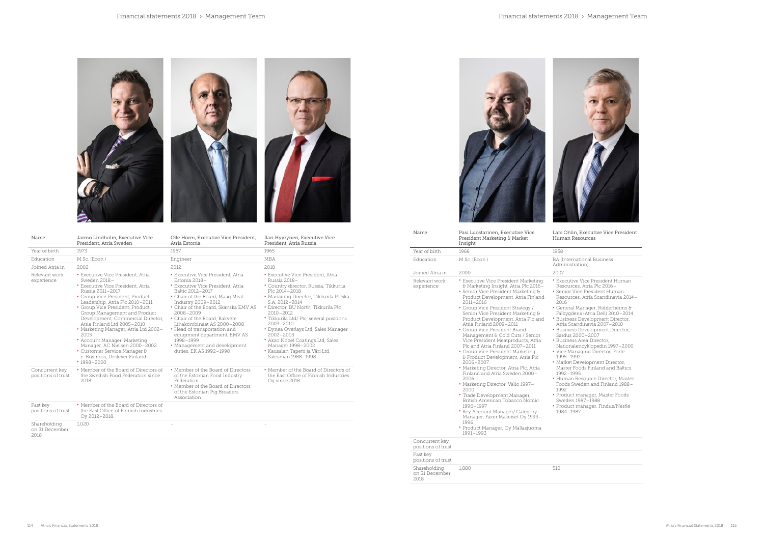| Name | Jarmo Lindholm, Executive Vice President, Atria Sweden | Olle Horm, Executive Vice President, Atria Estonia | Ilari Hyyrynen, Executive Vice President, Atria Russia |
|---|---|---|---|
| Year of birth | 1973 | 1967 | 1965 |
| Education | M.Sc. (Econ.) | Engineer | MBA |
| Joined Atria in | 2002 | 2012 | 2018 |
| Relevant work experience | • Executive Vice President, Atria Sweden 2018–<br>• Executive Vice President, Atria Russia 2011–2017<br>• Group Vice President, Product Leadership, Atria Plc 2010–2011<br>• Group Vice President, Product Group Management and Product Development, Commercial Director, Atria Finland Ltd 2005–2010<br>• Marketing Manager, Atria Ltd 2002–2005<br>• Account Manager, Marketing Manager, AC Nielsen 2000–2002<br>• Customer Service Manager & e-Business, Unilever Finland<br>• 1998–2000 | • Executive Vice President, Atria Estonia 2018–<br>• Executive Vice President, Atria Baltic 2012–2017<br>• Chair of the Board, Maag Meat Industry 2009–2012<br>• Chair of the Board, Skanska EMV AS 2008–2009<br>• Chair of the Board, Rakvere Lihakombinaat AS 2000–2008<br>• Head of transportation and equipment department, EMV AS 1998–1999<br>• Management and development duties, EK AS 1992–1998 | • Executive Vice President, Atria Russia 2018–<br>• Country director, Russia, Tikkurila Plc 2014–2018<br>• Managing Director, Tikkurila Polska S.A. 2012–2014<br>• Director, BU North, Tikkurila Plc 2010–2012<br>• Tikkurila Ltd/ Plc, several positions 2003–2010<br>• Dynea Overlays Ltd, Sales Manager 2002–2003<br>• Akzo Nobel Coatings Ltd, Sales Manager 1998–2002<br>• Kausalan Tapetti ja Väri Ltd, Salesman 1988–1998 |
| Concurrent key positions of trust | • Member of the Board of Directors of the Swedish Food Federation since 2018- | • Member of the Board of Directors of the Estonian Food Industry Federation<br>• Member of the Board of Directors of the Estonian Pig Breeders Association | • Member of the Board of Directors of the East Office of Finnish Industries Oy since 2018 |
| Past key positions of trust | • Member of the Board of Directors of the East Office of Finnish Industries Oy 2012–2018. | | |
| Shareholding on 31 December 2018 | 1,020 | - | - |

| Name | Pasi Luostarinen, Executive Vice President Marketing & Market Insight | Lars Ohlin, Executive Vice President Human Resources |
|---|---|---|
| Year of birth | 1966 | 1958 |
| Education | M.Sc. (Econ.) | BA (International Business Administration) |
| Joined Atria in | 2000 | 2007 |
| Relevant work experience | • Executive Vice President Marketing & Marketing Insight, Atria Plc 2016–<br>• Senior Vice President Marketing & Product Development, Atria Finland 2011–2016<br>• Group Vice President Strategy / Senior Vice President Marketing & Product Development, Atria Plc and Atria Finland 2009–2011<br>• Group Vice President Brand Management & Cold Cuts / Senior Vice President Meatproducts, Atria Plc and Atria Finland 2007–2011<br>• Group Vice President Marketing & Product Development, Atria Plc 2006–2007<br>• Marketing Director, Atria Plc, Atria Finland and Atria Sweden 2000–2006<br>• Marketing Director, Valio 1997–2000<br>• Trade Development Manager, British American Tobacco Nordic 1996–1997<br>• Key Account Manager/ Category Manager, Fazer Makeiset Oy 1993–1996<br>• Product Manager, Oy Mallasjuoma 1991–1993 | • Executive Vice President Human Resources, Atria Plc 2016–<br>• Senior Vice President Human Resources, Atria Scandinavia 2014–2016<br>• General Manager, Ridderheims & Falbygdens (Atria Deli) 2010–2014<br>• Business Development Director, Atria Scandinavia 2007–2010<br>• Business Development Director, Sardus 2000–2007<br>• Business Area Director, Nationalencyklopedin 1997–2000<br>• Vice Managing Director, Forte 1995–1997<br>• Market Development Director, Master Foods Finland and Baltics 1992–1995<br>• Human Resource Director, Master Foods Sweden and Finland 1988–1992<br>• Product manager, Master Foods Sweden 1987–1988<br>• Product manager, Findus/Nestlé 1984–1987 |
| Concurrent key positions of trust | | |
| Past key positions of trust | | |
| Shareholding on 31 December 2018 | 1,880 | 510 |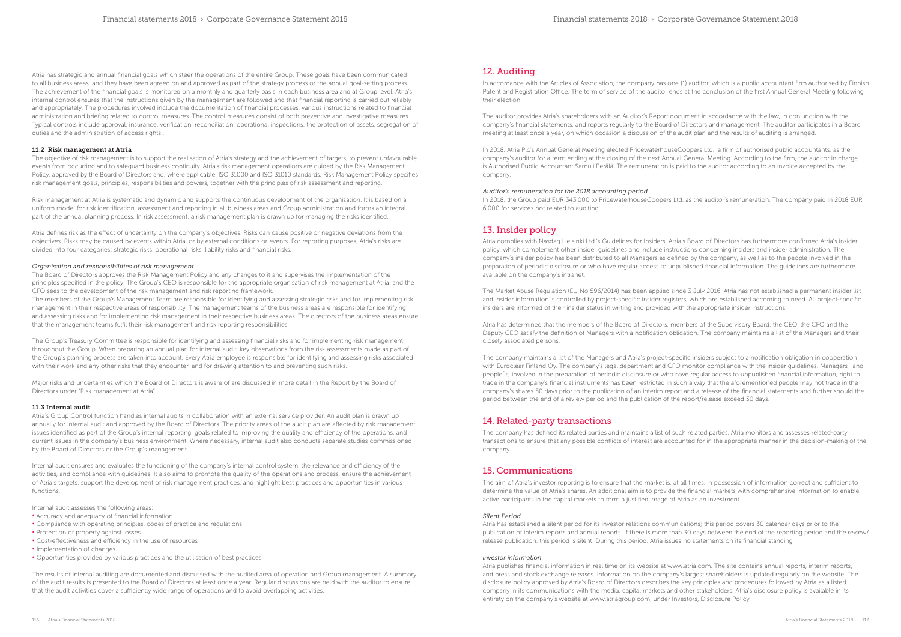Atria has strategic and annual financial goals which steer the operations of the entire Group. These goals have been communicated to all business areas, and they have been agreed on and approved as part of the strategy process or the annual goal-setting process. The achievement of the financial goals is monitored on a monthly and quarterly basis in each business area and at Group level. Atria's internal control ensures that the instructions given by the management are followed and that financial reporting is carried out reliably and appropriately. The procedures involved include the documentation of financial processes, various instructions related to financial administration and briefing related to control measures. The control measures consist of both preventive and investigative measures. Typical controls include approval, insurance, verification, reconciliation, operational inspections, the protection of assets, segregation of duties and the administration of access rights..

### 11.2 Risk management at Atria

The objective of risk management is to support the realisation of Atria's strategy and the achievement of targets, to prevent unfavourable events from occurring and to safeguard business continuity. Atria's risk management operations are guided by the Risk Management Policy, approved by the Board of Directors and, where applicable, ISO 31000 and ISO 31010 standards. Risk Management Policy specifies risk management goals, principles, responsibilities and powers, together with the principles of risk assessment and reporting.

Risk management at Atria is systematic and dynamic and supports the continuous development of the organisation. It is based on a uniform model for risk identification, assessment and reporting in all business areas and Group administration and forms an integral part of the annual planning process. In risk assessment, a risk management plan is drawn up for managing the risks identified.

Atria defines risk as the effect of uncertainty on the company's objectives. Risks can cause positive or negative deviations from the objectives. Risks may be caused by events within Atria, or by external conditions or events. For reporting purposes, Atria's risks are divided into four categories: strategic risks, operational risks, liability risks and financial risks.

*Organisation and responsibilities of risk management*

The Board of Directors approves the Risk Management Policy and any changes to it and supervises the implementation of the principles specified in the policy. The Group's CEO is responsible for the appropriate organisation of risk management at Atria, and the CFO sees to the development of the risk management and risk reporting framework.

The members of the Group's Management Team are responsible for identifying and assessing strategic risks and for implementing risk management in their respective areas of responsibility. The management teams of the business areas are responsible for identifying and assessing risks and for implementing risk management in their respective business areas. The directors of the business areas ensure that the management teams fulfil their risk management and risk reporting responsibilities.

The Group's Treasury Committee is responsible for identifying and assessing financial risks and for implementing risk management throughout the Group. When preparing an annual plan for internal audit, key observations from the risk assessments made as part of the Group's planning process are taken into account. Every Atria employee is responsible for identifying and assessing risks associated with their work and any other risks that they encounter, and for drawing attention to and preventing such risks.

Major risks and uncertainties which the Board of Directors is aware of are discussed in more detail in the Report by the Board of Directors under "Risk management at Atria".

### 11.3 Internal audit

Atria's Group Control function handles internal audits in collaboration with an external service provider. An audit plan is drawn up annually for internal audit and approved by the Board of Directors. The priority areas of the audit plan are affected by risk management, issues identified as part of the Group's internal reporting, goals related to improving the quality and efficiency of the operations, and current issues in the company's business environment. Where necessary, internal audit also conducts separate studies commissioned by the Board of Directors or the Group's management.

Internal audit ensures and evaluates the functioning of the company's internal control system, the relevance and efficiency of the activities, and compliance with guidelines. It also aims to promote the quality of the operations and process, ensure the achievement of Atria's targets, support the development of risk management practices, and highlight best practices and opportunities in various functions.

Internal audit assesses the following areas:

- Accuracy and adequacy of financial information
- Compliance with operating principles, codes of practice and regulations
- Protection of property against losses
- Cost-effectiveness and efficiency in the use of resources
- Implementation of changes
- Opportunities provided by various practices and the utilisation of best practices

The results of internal auditing are documented and discussed with the audited area of operation and Group management. A summary of the audit results is presented to the Board of Directors at least once a year. Regular discussions are held with the auditor to ensure that the audit activities cover a sufficiently wide range of operations and to avoid overlapping activities.

## 12. Auditing

In accordance with the Articles of Association, the company has one (1) auditor, which is a public accountant firm authorised by Finnish Patent and Registration Office. The term of service of the auditor ends at the conclusion of the first Annual General Meeting following their election.

The auditor provides Atria's shareholders with an Auditor's Report document in accordance with the law, in conjunction with the company's financial statements, and reports regularly to the Board of Directors and management. The auditor participates in a Board meeting at least once a year, on which occasion a discussion of the audit plan and the results of auditing is arranged.

In 2018, Atria Plc's Annual General Meeting elected PricewaterhouseCoopers Ltd., a firm of authorised public accountants, as the company's auditor for a term ending at the closing of the next Annual General Meeting. According to the firm, the auditor in charge is Authorised Public Accountant Samuli Perälä. The remuneration is paid to the auditor according to an invoice accepted by the company.

*Auditor's remuneration for the 2018 accounting period*

In 2018, the Group paid EUR 343,000 to PricewaterhouseCoopers Ltd. as the auditor's remuneration. The company paid in 2018 EUR 6,000 for services not related to auditing.

## 13. Insider policy

Atria complies with Nasdaq Helsinki Ltd.'s Guidelines for Insiders. Atria's Board of Directors has furthermore confirmed Atria's insider policy, which complement other insider guidelines and include instructions concerning insiders and insider administration. The company's insider policy has been distributed to all Managers as defined by the company, as well as to the people involved in the preparation of periodic disclosure or who have regular access to unpublished financial information. The guidelines are furthermore available on the company's intranet.

The Market Abuse Regulation (EU No 596/2014) has been applied since 3 July 2016. Atria has not established a permanent insider list and insider information is controlled by project-specific insider registers, which are established according to need. All project-specific insiders are informed of their insider status in writing and provided with the appropriate insider instructions.

Atria has determined that the members of the Board of Directors, members of the Supervisory Board, the CEO, the CFO and the Deputy CEO satisfy the definition of Managers with a notification obligation. The company maintains a list of the Managers and their closely associated persons.

The company maintains a list of the Managers and Atria's project-specific insiders subject to a notification obligation in cooperation with Euroclear Finland Oy. The company's legal department and CFO monitor compliance with the insider guidelines. Managers´ and people´s, involved in the preparation of periodic disclosure or who have regular access to unpublished financial information, right to trade in the company's financial instruments has been restricted in such a way that the aforementioned people may not trade in the company's shares 30 days prior to the publication of an interim report and a release of the financial statements and further should the period between the end of a review period and the publication of the report/release exceed 30 days.

## 14. Related-party transactions

The company has defined its related parties and maintains a list of such related parties. Atria monitors and assesses related-party transactions to ensure that any possible conflicts of interest are accounted for in the appropriate manner in the decision-making of the company.

## 15. Communications

The aim of Atria's investor reporting is to ensure that the market is, at all times, in possession of information correct and sufficient to determine the value of Atria's shares. An additional aim is to provide the financial markets with comprehensive information to enable active participants in the capital markets to form a justified image of Atria as an investment.

*Silent Period*

Atria has established a silent period for its investor relations communications; this period covers 30 calendar days prior to the publication of interim reports and annual reports. If there is more than 30 days between the end of the reporting period and the review/release publication, this period is silent. During this period, Atria issues no statements on its financial standing.

*Investor information*

Atria publishes financial information in real time on its website at www.atria.com. The site contains annual reports, interim reports, and press and stock exchange releases. Information on the company's largest shareholders is updated regularly on the website. The disclosure policy approved by Atria's Board of Directors describes the key principles and procedures followed by Atria as a listed company in its communications with the media, capital markets and other stakeholders. Atria's disclosure policy is available in its entirety on the company's website at www.atriagroup.com, under Investors, Disclosure Policy.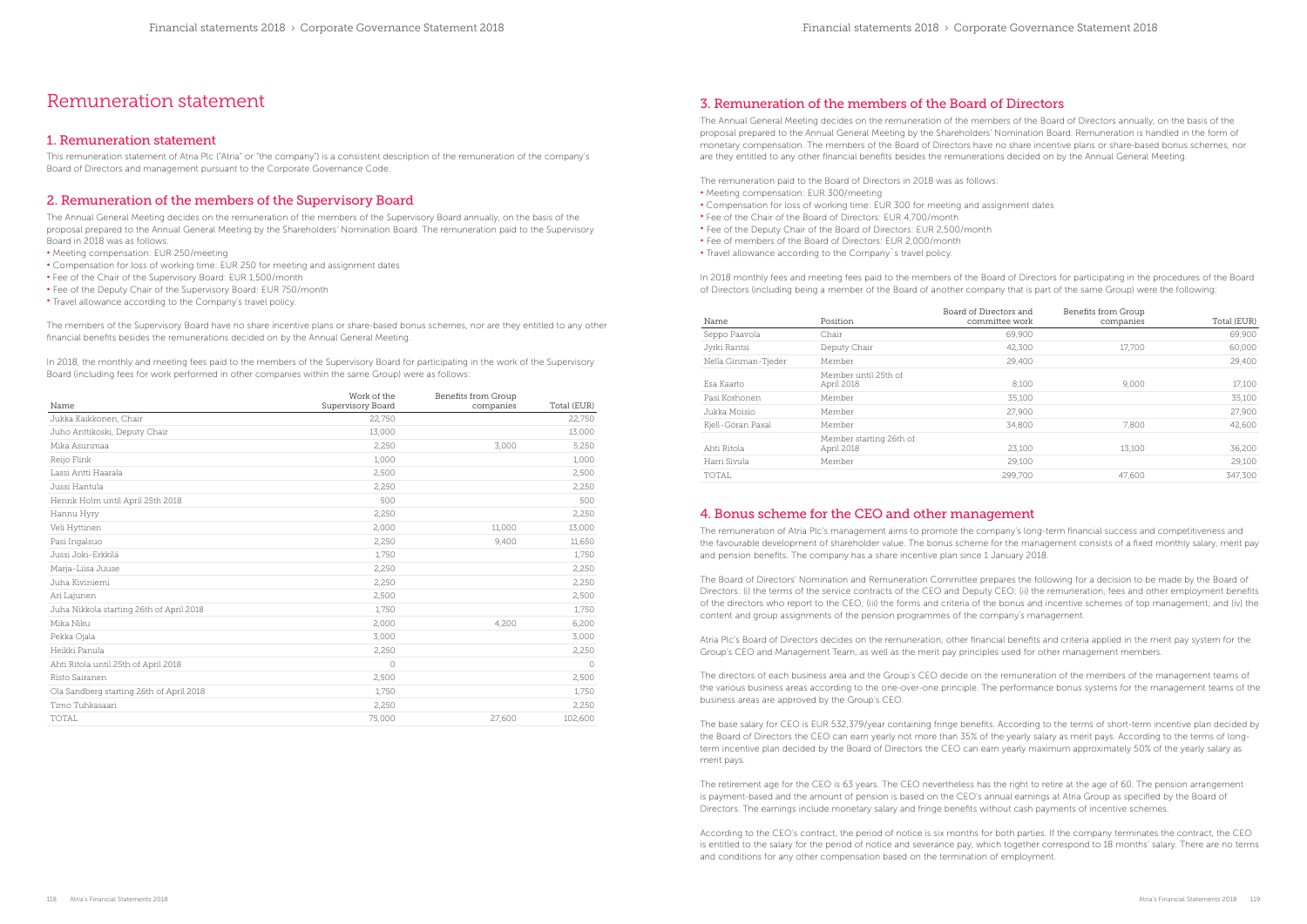# Remuneration statement

## 1. Remuneration statement

This remuneration statement of Atria Plc ("Atria" or "the company") is a consistent description of the remuneration of the company's Board of Directors and management pursuant to the Corporate Governance Code.

## 2. Remuneration of the members of the Supervisory Board

The Annual General Meeting decides on the remuneration of the members of the Supervisory Board annually, on the basis of the proposal prepared to the Annual General Meeting by the Shareholders' Nomination Board. The remuneration paid to the Supervisory Board in 2018 was as follows:

- Meeting compensation: EUR 250/meeting
- Compensation for loss of working time: EUR 250 for meeting and assignment dates
- Fee of the Chair of the Supervisory Board: EUR 1,500/month
- Fee of the Deputy Chair of the Supervisory Board: EUR 750/month
- Travel allowance according to the Company's travel policy.

The members of the Supervisory Board have no share incentive plans or share-based bonus schemes, nor are they entitled to any other financial benefits besides the remunerations decided on by the Annual General Meeting.

In 2018, the monthly and meeting fees paid to the members of the Supervisory Board for participating in the work of the Supervisory Board (including fees for work performed in other companies within the same Group) were as follows:

| Name | Work of the Supervisory Board | Benefits from Group companies | Total (EUR) |
|---|---|---|---|
| Jukka Kaikkonen, Chair | 22,750 | | 22,750 |
| Juho Anttikoski, Deputy Chair | 13,000 | | 13,000 |
| Mika Asunmaa | 2,250 | 3,000 | 5,250 |
| Reijo Flink | 1,000 | | 1,000 |
| Lassi Antti Haarala | 2,500 | | 2,500 |
| Jussi Hantula | 2,250 | | 2,250 |
| Henrik Holm until April 25th 2018 | 500 | | 500 |
| Hannu Hyry | 2,250 | | 2,250 |
| Veli Hyttinen | 2,000 | 11,000 | 13,000 |
| Pasi Ingalsuo | 2,250 | 9,400 | 11,650 |
| Jussi Joki-Erkkilä | 1,750 | | 1,750 |
| Marja-Liisa Juuse | 2,250 | | 2,250 |
| Juha Kiviniemi | 2,250 | | 2,250 |
| Ari Lajunen | 2,500 | | 2,500 |
| Juha Nikkola starting 26th of April 2018 | 1,750 | | 1,750 |
| Mika Niku | 2,000 | 4,200 | 6,200 |
| Pekka Ojala | 3,000 | | 3,000 |
| Heikki Panula | 2,250 | | 2,250 |
| Ahti Ritola until 25th of April 2018 | 0 | | 0 |
| Risto Sairanen | 2,500 | | 2,500 |
| Ola Sandberg starting 26th of April 2018 | 1,750 | | 1,750 |
| Timo Tuhkasaari | 2,250 | | 2,250 |
| TOTAL | 75,000 | 27,600 | 102,600 |

## 3. Remuneration of the members of the Board of Directors

The Annual General Meeting decides on the remuneration of the members of the Board of Directors annually, on the basis of the proposal prepared to the Annual General Meeting by the Shareholders' Nomination Board. Remuneration is handled in the form of monetary compensation. The members of the Board of Directors have no share incentive plans or share-based bonus schemes, nor are they entitled to any other financial benefits besides the remunerations decided on by the Annual General Meeting.

The remuneration paid to the Board of Directors in 2018 was as follows:

- Meeting compensation: EUR 300/meeting
- Compensation for loss of working time: EUR 300 for meeting and assignment dates
- Fee of the Chair of the Board of Directors: EUR 4,700/month
- Fee of the Deputy Chair of the Board of Directors: EUR 2,500/month
- Fee of members of the Board of Directors: EUR 2,000/month
- Travel allowance according to the Company`s travel policy.

In 2018 monthly fees and meeting fees paid to the members of the Board of Directors for participating in the procedures of the Board of Directors (including being a member of the Board of another company that is part of the same Group) were the following:

| Name | Position | Board of Directors and committee work | Benefits from Group companies | Total (EUR) |
|---|---|---|---|---|
| Seppo Paavola | Chair | 69,900 | | 69,900 |
| Jyrki Rantsi | Deputy Chair | 42,300 | 17,700 | 60,000 |
| Nella Ginman-Tjeder | Member | 29,400 | | 29,400 |
| Esa Kaarto | Member until 25th of April 2018 | 8,100 | 9,000 | 17,100 |
| Pasi Korhonen | Member | 35,100 | | 35,100 |
| Jukka Moisio | Member | 27,900 | | 27,900 |
| Kjell-Göran Paxal | Member | 34,800 | 7,800 | 42,600 |
| Ahti Ritola | Member starting 26th of April 2018 | 23,100 | 13,100 | 36,200 |
| Harri Sivula | Member | 29,100 | | 29,100 |
| TOTAL | | 299,700 | 47,600 | 347,300 |

## 4. Bonus scheme for the CEO and other management

The remuneration of Atria Plc's management aims to promote the company's long-term financial success and competitiveness and the favourable development of shareholder value. The bonus scheme for the management consists of a fixed monthly salary, merit pay and pension benefits. The company has a share incentive plan since 1 January 2018.

The Board of Directors' Nomination and Remuneration Committee prepares the following for a decision to be made by the Board of Directors: (i) the terms of the service contracts of the CEO and Deputy CEO; (ii) the remuneration, fees and other employment benefits of the directors who report to the CEO; (iii) the forms and criteria of the bonus and incentive schemes of top management; and (iv) the content and group assignments of the pension programmes of the company's management.

Atria Plc's Board of Directors decides on the remuneration, other financial benefits and criteria applied in the merit pay system for the Group's CEO and Management Team, as well as the merit pay principles used for other management members.

The directors of each business area and the Group's CEO decide on the remuneration of the members of the management teams of the various business areas according to the one-over-one principle. The performance bonus systems for the management teams of the business areas are approved by the Group's CEO.

The base salary for CEO is EUR 532,379/year containing fringe benefits. According to the terms of short-term incentive plan decided by the Board of Directors the CEO can earn yearly not more than 35% of the yearly salary as merit pays. According to the terms of long-term incentive plan decided by the Board of Directors the CEO can earn yearly maximum approximately 50% of the yearly salary as merit pays.

The retirement age for the CEO is 63 years. The CEO nevertheless has the right to retire at the age of 60. The pension arrangement is payment-based and the amount of pension is based on the CEO's annual earnings at Atria Group as specified by the Board of Directors. The earnings include monetary salary and fringe benefits without cash payments of incentive schemes.

According to the CEO's contract, the period of notice is six months for both parties. If the company terminates the contract, the CEO is entitled to the salary for the period of notice and severance pay, which together correspond to 18 months' salary. There are no terms and conditions for any other compensation based on the termination of employment.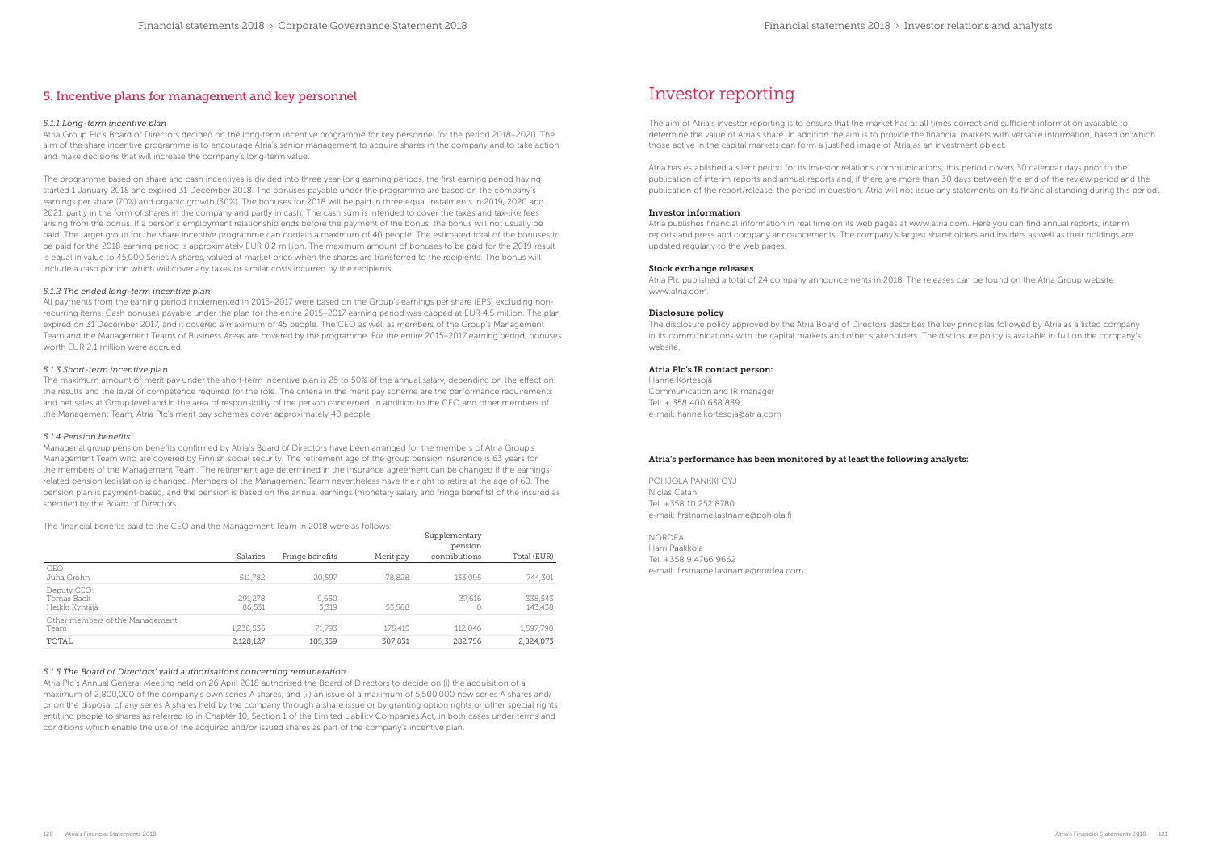## 5. Incentive plans for management and key personnel

*5.1.1 Long-term incentive plan*

Atria Group Plc's Board of Directors decided on the long-term incentive programme for key personnel for the period 2018–2020. The aim of the share incentive programme is to encourage Atria's senior management to acquire shares in the company and to take action and make decisions that will increase the company's long-term value.

The programme based on share and cash incentives is divided into three year-long earning periods, the first earning period having started 1 January 2018 and expired 31 December 2018. The bonuses payable under the programme are based on the company's earnings per share (70%) and organic growth (30%). The bonuses for 2018 will be paid in three equal instalments in 2019, 2020 and 2021, partly in the form of shares in the company and partly in cash. The cash sum is intended to cover the taxes and tax-like fees arising from the bonus. If a person's employment relationship ends before the payment of the bonus, the bonus will not usually be paid. The target group for the share incentive programme can contain a maximum of 40 people. The estimated total of the bonuses to be paid for the 2018 earning period is approximately EUR 0.2 million. The maximum amount of bonuses to be paid for the 2019 result is equal in value to 45,000 Series A shares, valued at market price when the shares are transferred to the recipients. The bonus will include a cash portion which will cover any taxes or similar costs incurred by the recipients.

*5.1.2 The ended long-term incentive plan*

All payments from the earning period implemented in 2015–2017 were based on the Group's earnings per share (EPS) excluding non-recurring items. Cash bonuses payable under the plan for the entire 2015–2017 earning period was capped at EUR 4.5 million. The plan expired on 31 December 2017, and it covered a maximum of 45 people. The CEO as well as members of the Group's Management Team and the Management Teams of Business Areas are covered by the programme. For the entire 2015–2017 earning period, bonuses worth EUR 2.1 million were accrued.

*5.1.3 Short-term incentive plan*

The maximum amount of merit pay under the short-term incentive plan is 25 to 50% of the annual salary, depending on the effect on the results and the level of competence required for the role. The criteria in the merit pay scheme are the performance requirements and net sales at Group level and in the area of responsibility of the person concerned. In addition to the CEO and other members of the Management Team, Atria Plc's merit pay schemes cover approximately 40 people.

*5.1.4 Pension benefits*

Managerial group pension benefits confirmed by Atria's Board of Directors have been arranged for the members of Atria Group's Management Team who are covered by Finnish social security. The retirement age of the group pension insurance is 63 years for the members of the Management Team. The retirement age determined in the insurance agreement can be changed if the earnings-related pension legislation is changed. Members of the Management Team nevertheless have the right to retire at the age of 60. The pension plan is payment-based, and the pension is based on the annual earnings (monetary salary and fringe benefits) of the insured as specified by the Board of Directors.

The financial benefits paid to the CEO and the Management Team in 2018 were as follows:

| | Salaries | Fringe benefits | Merit pay | Supplementary pension contributions | Total (EUR) |
|---|---|---|---|---|---|
| CEO<br>Juha Gröhn | 511,782 | 20,597 | 78,828 | 133,095 | 744,301 |
| Deputy CEO:<br>Tomas Back<br>Heikki Kyntäjä | <br>291,278<br>86,531 | <br>9,650<br>3,319 | <br><br>53,588 | <br>37,616<br>0 | <br>338,543<br>143,438 |
| Other members of the Management Team | 1,238,536 | 71,793 | 175,415 | 112,046 | 1,597,790 |
| TOTAL | 2,128,127 | 105,359 | 307,831 | 282,756 | 2,824,073 |

*5.1.5 The Board of Directors' valid authorisations concerning remuneration*

Atria Plc's Annual General Meeting held on 26 April 2018 authorised the Board of Directors to decide on (i) the acquisition of a maximum of 2,800,000 of the company's own series A shares; and (ii) an issue of a maximum of 5,500,000 new series A shares and/or on the disposal of any series A shares held by the company through a share issue or by granting option rights or other special rights entitling people to shares as referred to in Chapter 10, Section 1 of the Limited Liability Companies Act, in both cases under terms and conditions which enable the use of the acquired and/or issued shares as part of the company's incentive plan.

# Investor reporting

The aim of Atria's investor reporting is to ensure that the market has at all times correct and sufficient information available to determine the value of Atria's share. In addition the aim is to provide the financial markets with versatile information, based on which those active in the capital markets can form a justified image of Atria as an investment object.

Atria has established a silent period for its investor relations communications; this period covers 30 calendar days prior to the publication of interim reports and annual reports and, if there are more than 30 days between the end of the review period and the publication of the report/release, the period in question. Atria will not issue any statements on its financial standing during this period.

**Investor information**

Atria publishes financial information in real time on its web pages at www.atria.com. Here you can find annual reports, interim reports and press and company announcements. The company's largest shareholders and insiders as well as their holdings are updated regularly to the web pages.

**Stock exchange releases**

Atria Plc published a total of 24 company announcements in 2018. The releases can be found on the Atria Group website www.atria.com.

**Disclosure policy**

The disclosure policy approved by the Atria Board of Directors describes the key principles followed by Atria as a listed company in its communications with the capital markets and other stakeholders. The disclosure policy is available in full on the company's website.

**Atria Plc's IR contact person:**

Hanne Kortesoja  
Communication and IR manager  
Tel: + 358 400 638 839  
e-mail: hanne.kortesoja@atria.com

**Atria's performance has been monitored by at least the following analysts:**

POHJOLA PANKKI OYJ  
Niclas Catani  
Tel. +358 10 252 8780  
e-mail: firstname.lastname@pohjola.fi

NORDEA  
Harri Paakkola  
Tel. +358 9 4766 9662  
e-mail: firstname.lastname@nordea.com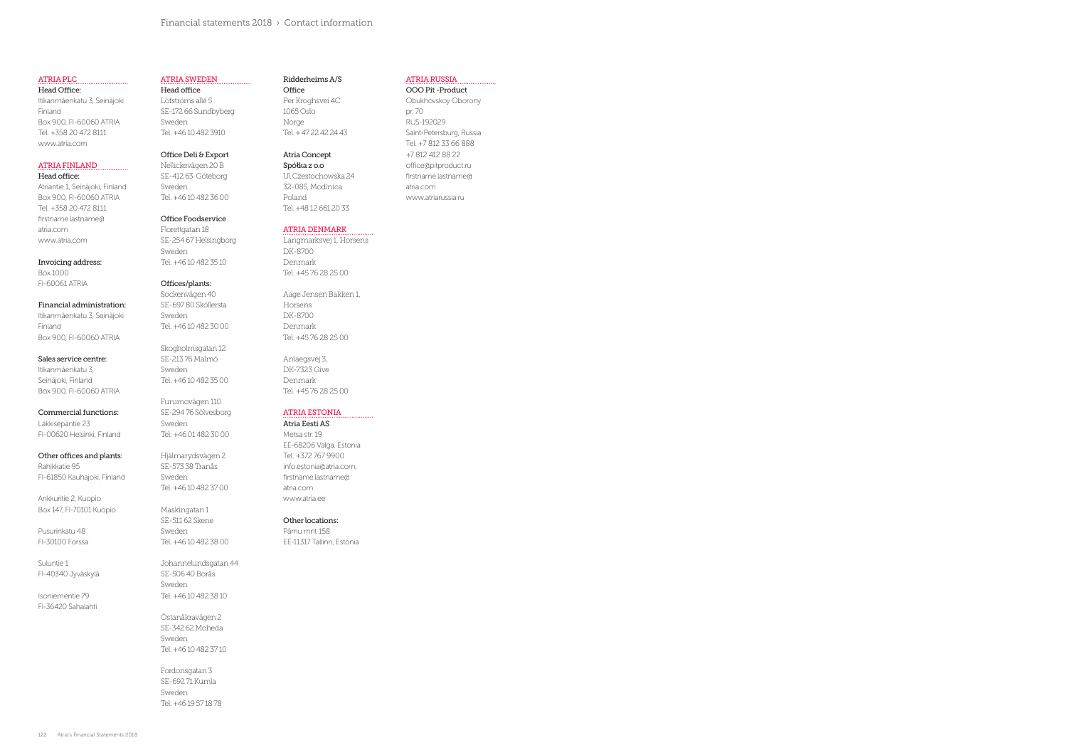## ATRIA PLC

**Head Office:**
Itikanmäenkatu 3, Seinäjoki
Finland
Box 900, FI-60060 ATRIA
Tel. +358 20 472 8111
www.atria.com

## ATRIA FINLAND

**Head office:**
Atriantie 1, Seinäjoki, Finland
Box 900, FI-60060 ATRIA
Tel. +358 20 472 8111
firstname.lastname@atria.com
www.atria.com

**Invoicing address:**
Box 1000
FI-60061 ATRIA

**Financial administration:**
Itikanmäenkatu 3, Seinäjoki
Finland
Box 900, FI-60060 ATRIA

**Sales service centre:**
Itikanmäenkatu 3,
Seinäjoki, Finland
Box 900, FI-60060 ATRIA

**Commercial functions:**
Läkkisepäntie 23
FI-00620 Helsinki, Finland

**Other offices and plants:**
Rahikkatie 95
FI-61850 Kauhajoki, Finland

Ankkuritie 2, Kuopio
Box 147, FI-70101 Kuopio

Pusurinkatu 48
FI-30100 Forssa

Suluntie 1
FI-40340 Jyväskylä

Isoniementie 79
FI-36420 Sahalahti

## ATRIA SWEDEN

**Head office**
Löfströms allé 5
SE-172 66 Sundbyberg
Sweden
Tel. +46 10 482 3910

**Office Deli & Export**
Nellickevägen 20 B
SE-412 63 Göteborg
Sweden
Tel. +46 10 482 36 00

**Office Foodservice**
Florettgatan 18
SE-254 67 Helsingborg
Sweden
Tel. +46 10 482 35 10

**Offices/plants:**
Sockenvägen 40
SE-697 80 Sköllersta
Sweden
Tel. +46 10 482 30 00

Skogholmsgatan 12
SE-213 76 Malmö
Sweden
Tel. +46 10 482 35 00

Furumovägen 110
SE-294 76 Sölvesborg
Sweden
Tel: +46 01 482 30 00

Hjälmarydsvägen 2
SE-573 38 Tranås
Sweden
Tel. +46 10 482 37 00

Maskingatan 1
SE-511 62 Skene
Sweden
Tel. +46 10 482 38 00

Johannelundsgatan 44
SE-506 40 Borås
Sweden
Tel. +46 10 482 38 10

Östanåkravägen 2
SE-342 62 Moheda
Sweden
Tel. +46 10 482 37 10

Fordonsgatan 3
SE-692 71 Kumla
Sweden
Tel. +46 19 57 18 78

**Ridderheims A/S**
**Office**
Per Kroghsvei 4C
1065 Oslo
Norge
Tel. + 47 22 42 24 43

**Atria Concept**
**Spólka z o.o**
Ul.Czestochowska 24
32-085, Modlnica
Poland
Tel. +48 12 661 20 33

## ATRIA DENMARK

Langmarksvej 1, Horsens
DK-8700
Denmark
Tel. +45 76 28 25 00

Aage Jensen Bakken 1,
Horsens
DK-8700
Denmark
Tel. +45 76 28 25 00

Anlaegsvej 3,
DK-7323 Give
Denmark
Tel. +45 76 28 25 00

## ATRIA ESTONIA

**Atria Eesti AS**
Metsa str. 19
EE-68206 Valga, Estonia
Tel. +372 767 9900
info.estonia@atria.com,
firstname.lastname@atria.com
www.atria.ee

**Other locations:**
Pärnu mnt 158
EE-11317 Tallinn, Estonia

## ATRIA RUSSIA

**OOO Pit -Product**
Obukhovskoy Oborony
pr. 70
RUS-192029
Saint-Petersburg, Russia
Tel. +7 812 33 66 888
+7 812 412 88 22
office@pitproduct.ru
firstname.lastname@atria.com
www.atriarussia.ru